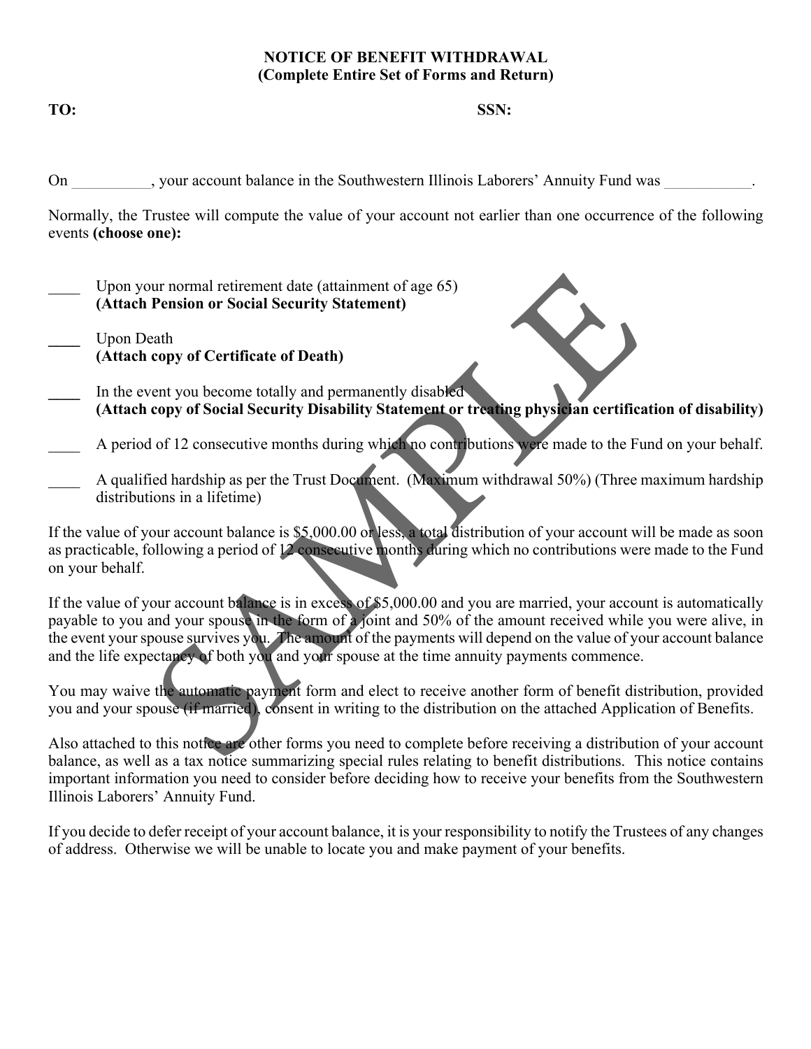**NOTICE OF BENEFIT WITHDRAWAL**
**(Complete Entire Set of Forms and Return)**

**TO:** **SSN:**

On __________, your account balance in the Southwestern Illinois Laborers' Annuity Fund was ___________.

Normally, the Trustee will compute the value of your account not earlier than one occurrence of the following events **(choose one):**

____ Upon your normal retirement date (attainment of age 65)
**(Attach Pension or Social Security Statement)**

____ Upon Death
**(Attach copy of Certificate of Death)**

____ In the event you become totally and permanently disabled
**(Attach copy of Social Security Disability Statement or treating physician certification of disability)**

____ A period of 12 consecutive months during which no contributions were made to the Fund on your behalf.

____ A qualified hardship as per the Trust Document. (Maximum withdrawal 50%) (Three maximum hardship distributions in a lifetime)

If the value of your account balance is $5,000.00 or less, a total distribution of your account will be made as soon as practicable, following a period of 12 consecutive months during which no contributions were made to the Fund on your behalf.

If the value of your account balance is in excess of $5,000.00 and you are married, your account is automatically payable to you and your spouse in the form of a joint and 50% of the amount received while you were alive, in the event your spouse survives you. The amount of the payments will depend on the value of your account balance and the life expectancy of both you and your spouse at the time annuity payments commence.

You may waive the automatic payment form and elect to receive another form of benefit distribution, provided you and your spouse (if married), consent in writing to the distribution on the attached Application of Benefits.

Also attached to this notice are other forms you need to complete before receiving a distribution of your account balance, as well as a tax notice summarizing special rules relating to benefit distributions. This notice contains important information you need to consider before deciding how to receive your benefits from the Southwestern Illinois Laborers' Annuity Fund.

If you decide to defer receipt of your account balance, it is your responsibility to notify the Trustees of any changes of address. Otherwise we will be unable to locate you and make payment of your benefits.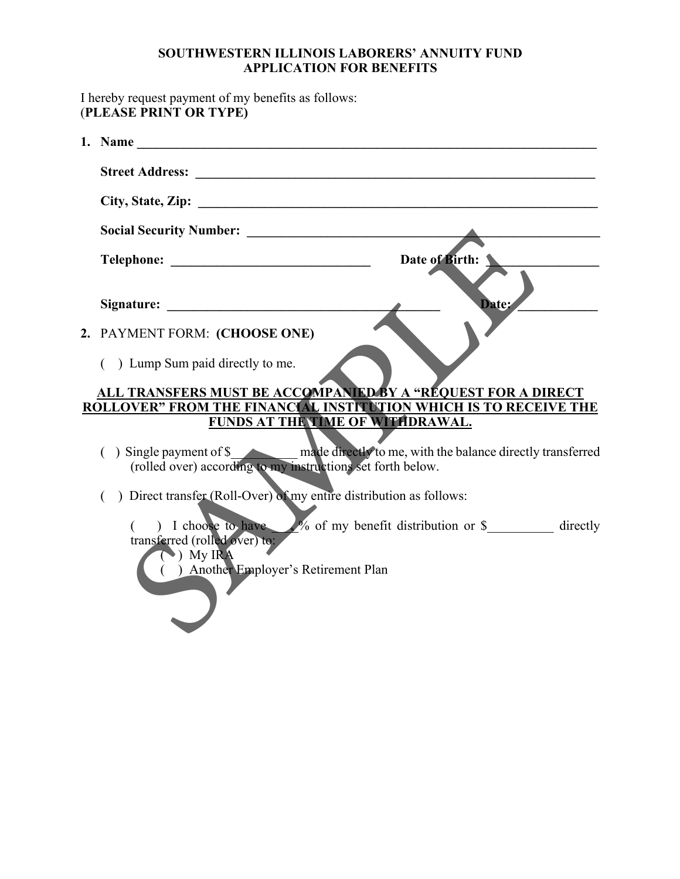**SOUTHWESTERN ILLINOIS LABORERS' ANNUITY FUND**
**APPLICATION FOR BENEFITS**

I hereby request payment of my benefits as follows:
(**PLEASE PRINT OR TYPE)**

1. **Name** ______________________________________________________________________

   **Street Address:** ______________________________________________________________

   **City, State, Zip:** _____________________________________________________________

   **Social Security Number:** ______________________________________________________

   **Telephone:** ______________________________ **Date of Birth:** _________________

   **Signature:** ________________________________________ **Date:** ____________

2. PAYMENT FORM: **(CHOOSE ONE)**

   ( ) Lump Sum paid directly to me.

**ALL TRANSFERS MUST BE ACCOMPANIED BY A "REQUEST FOR A DIRECT ROLLOVER" FROM THE FINANCIAL INSTITUTION WHICH IS TO RECEIVE THE FUNDS AT THE TIME OF WITHDRAWAL.**

   ( ) Single payment of $__________ made directly to me, with the balance directly transferred (rolled over) according to my instructions set forth below.

   ( ) Direct transfer (Roll-Over) of my entire distribution as follows:

   ( ) I choose to have ____% of my benefit distribution or $__________ directly transferred (rolled over) to:
   ( ) My IRA
   ( ) Another Employer's Retirement Plan

SAMPLE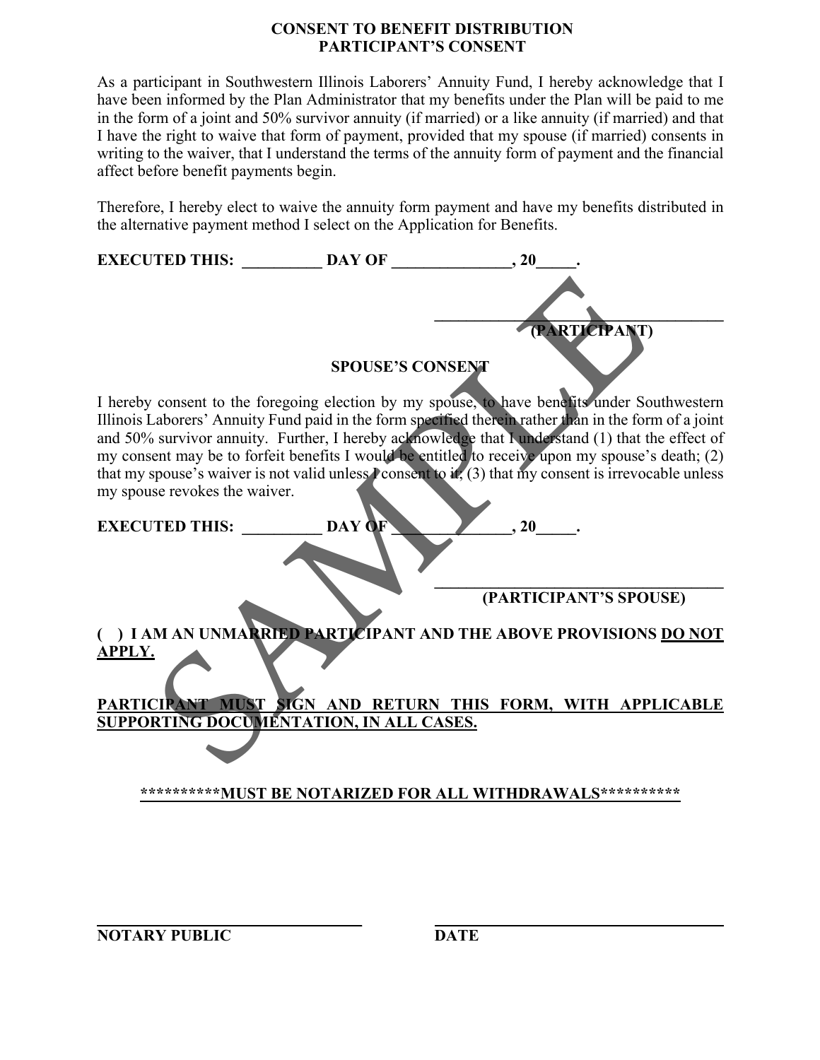# CONSENT TO BENEFIT DISTRIBUTION
## PARTICIPANT'S CONSENT

As a participant in Southwestern Illinois Laborers' Annuity Fund, I hereby acknowledge that I have been informed by the Plan Administrator that my benefits under the Plan will be paid to me in the form of a joint and 50% survivor annuity (if married) or a like annuity (if married) and that I have the right to waive that form of payment, provided that my spouse (if married) consents in writing to the waiver, that I understand the terms of the annuity form of payment and the financial affect before benefit payments begin.

Therefore, I hereby elect to waive the annuity form payment and have my benefits distributed in the alternative payment method I select on the Application for Benefits.

**EXECUTED THIS: __________ DAY OF _______________, 20_____.**

_______________________________________
**(PARTICIPANT)**

## SPOUSE'S CONSENT

I hereby consent to the foregoing election by my spouse, to have benefits under Southwestern Illinois Laborers' Annuity Fund paid in the form specified therein rather than in the form of a joint and 50% survivor annuity. Further, I hereby acknowledge that I understand (1) that the effect of my consent may be to forfeit benefits I would be entitled to receive upon my spouse's death; (2) that my spouse's waiver is not valid unless I consent to it; (3) that my consent is irrevocable unless my spouse revokes the waiver.

**EXECUTED THIS: __________ DAY OF _______________, 20_____.**

_______________________________________
**(PARTICIPANT'S SPOUSE)**

**( ) I AM AN UNMARRIED PARTICIPANT AND THE ABOVE PROVISIONS <u>DO NOT APPLY</u>.**

**<u>PARTICIPANT MUST SIGN AND RETURN THIS FORM, WITH APPLICABLE SUPPORTING DOCUMENTATION, IN ALL CASES.</u>**

**<u>**********MUST BE NOTARIZED FOR ALL WITHDRAWALS**********</u>**

_______________________________ _______________________________
**NOTARY PUBLIC** **DATE**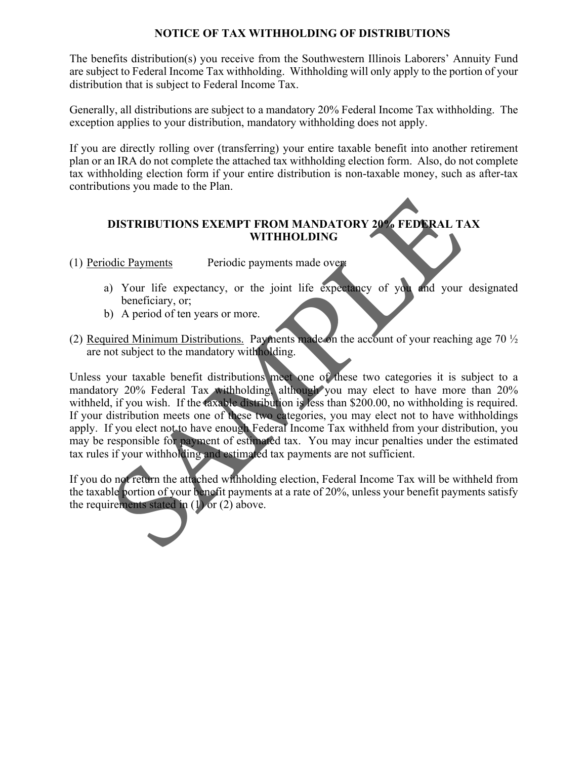# NOTICE OF TAX WITHHOLDING OF DISTRIBUTIONS

The benefits distribution(s) you receive from the Southwestern Illinois Laborers' Annuity Fund are subject to Federal Income Tax withholding. Withholding will only apply to the portion of your distribution that is subject to Federal Income Tax.

Generally, all distributions are subject to a mandatory 20% Federal Income Tax withholding. The exception applies to your distribution, mandatory withholding does not apply.

If you are directly rolling over (transferring) your entire taxable benefit into another retirement plan or an IRA do not complete the attached tax withholding election form. Also, do not complete tax withholding election form if your entire distribution is non-taxable money, such as after-tax contributions you made to the Plan.

## DISTRIBUTIONS EXEMPT FROM MANDATORY 20% FEDERAL TAX WITHHOLDING

(1) Periodic Payments Periodic payments made over:

a) Your life expectancy, or the joint life expectancy of you and your designated beneficiary, or;
b) A period of ten years or more.

(2) Required Minimum Distributions. Payments made on the account of your reaching age 70 ½ are not subject to the mandatory withholding.

Unless your taxable benefit distributions meet one of these two categories it is subject to a mandatory 20% Federal Tax withholding, although you may elect to have more than 20% withheld, if you wish. If the taxable distribution is less than $200.00, no withholding is required. If your distribution meets one of these two categories, you may elect not to have withholdings apply. If you elect not to have enough Federal Income Tax withheld from your distribution, you may be responsible for payment of estimated tax. You may incur penalties under the estimated tax rules if your withholding and estimated tax payments are not sufficient.

If you do not return the attached withholding election, Federal Income Tax will be withheld from the taxable portion of your benefit payments at a rate of 20%, unless your benefit payments satisfy the requirements stated in (1) or (2) above.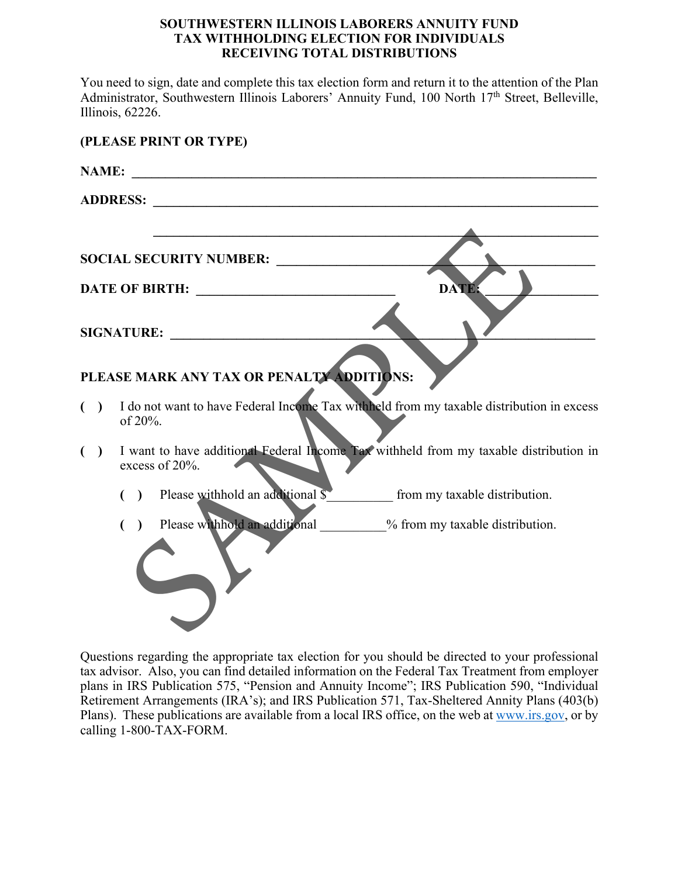**SOUTHWESTERN ILLINOIS LABORERS ANNUITY FUND**
**TAX WITHHOLDING ELECTION FOR INDIVIDUALS**
**RECEIVING TOTAL DISTRIBUTIONS**

You need to sign, date and complete this tax election form and return it to the attention of the Plan Administrator, Southwestern Illinois Laborers' Annuity Fund, 100 North 17th Street, Belleville, Illinois, 62226.

**(PLEASE PRINT OR TYPE)**

**NAME:** ______________________________________________________________________

**ADDRESS:** ___________________________________________________________________

______________________________________________________________________

**SOCIAL SECURITY NUMBER:** _______________________________________________

**DATE OF BIRTH:** _____________________________ **DATE:** __________________

**SIGNATURE:** _________________________________________________________________

**PLEASE MARK ANY TAX OR PENALTY ADDITIONS:**

( ) I do not want to have Federal Income Tax withheld from my taxable distribution in excess of 20%.

( ) I want to have additional Federal Income Tax withheld from my taxable distribution in excess of 20%.

- ( ) Please withhold an additional $__________ from my taxable distribution.
- ( ) Please withhold an additional __________% from my taxable distribution.

SAMPLE

Questions regarding the appropriate tax election for you should be directed to your professional tax advisor. Also, you can find detailed information on the Federal Tax Treatment from employer plans in IRS Publication 575, "Pension and Annuity Income"; IRS Publication 590, "Individual Retirement Arrangements (IRA's); and IRS Publication 571, Tax-Sheltered Annity Plans (403(b) Plans). These publications are available from a local IRS office, on the web at www.irs.gov, or by calling 1-800-TAX-FORM.